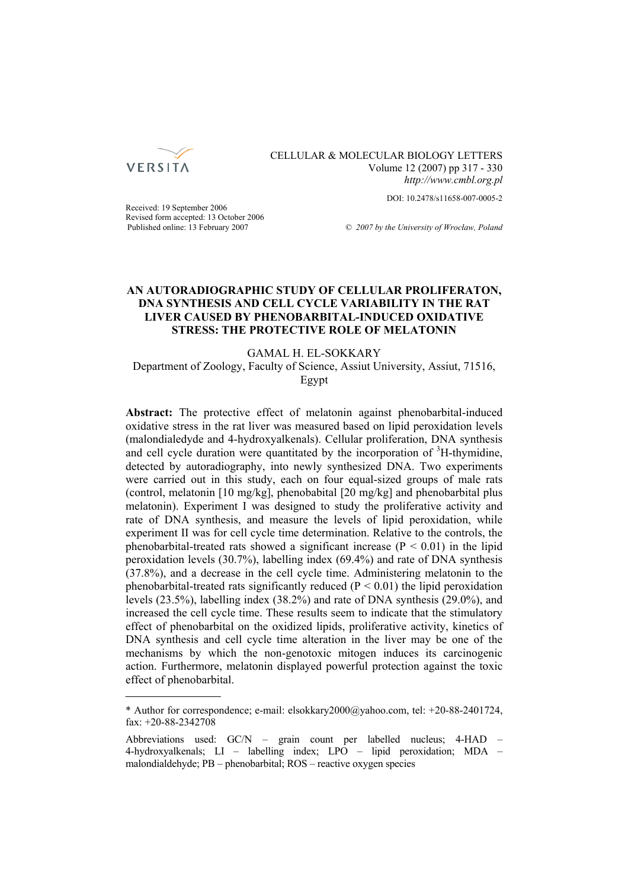Received: 19 September 2006
Revised form accepted: 13 October 2006
Published online: 13 February 2007

DOI: 10.2478/s11658-007-0005-2

© 2007 by the University of Wroclaw, Poland

# AN AUTORADIOGRAPHIC STUDY OF CELLULAR PROLIFERATON, DNA SYNTHESIS AND CELL CYCLE VARIABILITY IN THE RAT LIVER CAUSED BY PHENOBARBITAL-INDUCED OXIDATIVE STRESS: THE PROTECTIVE ROLE OF MELATONIN

GAMAL H. EL-SOKKARY
Department of Zoology, Faculty of Science, Assiut University, Assiut, 71516, Egypt

**Abstract:** The protective effect of melatonin against phenobarbital-induced oxidative stress in the rat liver was measured based on lipid peroxidation levels (malondialedyde and 4-hydroxyalkenals). Cellular proliferation, DNA synthesis and cell cycle duration were quantitated by the incorporation of $^{3}$H-thymidine, detected by autoradiography, into newly synthesized DNA. Two experiments were carried out in this study, each on four equal-sized groups of male rats (control, melatonin [10 mg/kg], phenobabital [20 mg/kg] and phenobarbital plus melatonin). Experiment I was designed to study the proliferative activity and rate of DNA synthesis, and measure the levels of lipid peroxidation, while experiment II was for cell cycle time determination. Relative to the controls, the phenobarbital-treated rats showed a significant increase ($P < 0.01$) in the lipid peroxidation levels (30.7%), labelling index (69.4%) and rate of DNA synthesis (37.8%), and a decrease in the cell cycle time. Administering melatonin to the phenobarbital-treated rats significantly reduced ($P < 0.01$) the lipid peroxidation levels (23.5%), labelling index (38.2%) and rate of DNA synthesis (29.0%), and increased the cell cycle time. These results seem to indicate that the stimulatory effect of phenobarbital on the oxidized lipids, proliferative activity, kinetics of DNA synthesis and cell cycle time alteration in the liver may be one of the mechanisms by which the non-genotoxic mitogen induces its carcinogenic action. Furthermore, melatonin displayed powerful protection against the toxic effect of phenobarbital.

---

* Author for correspondence; e-mail: elsokkary2000@yahoo.com, tel: +20-88-2401724, fax: +20-88-2342708

Abbreviations used: GC/N – grain count per labelled nucleus; 4-HAD – 4-hydroxyalkenals; LI – labelling index; LPO – lipid peroxidation; MDA – malondialdehyde; PB – phenobarbital; ROS – reactive oxygen species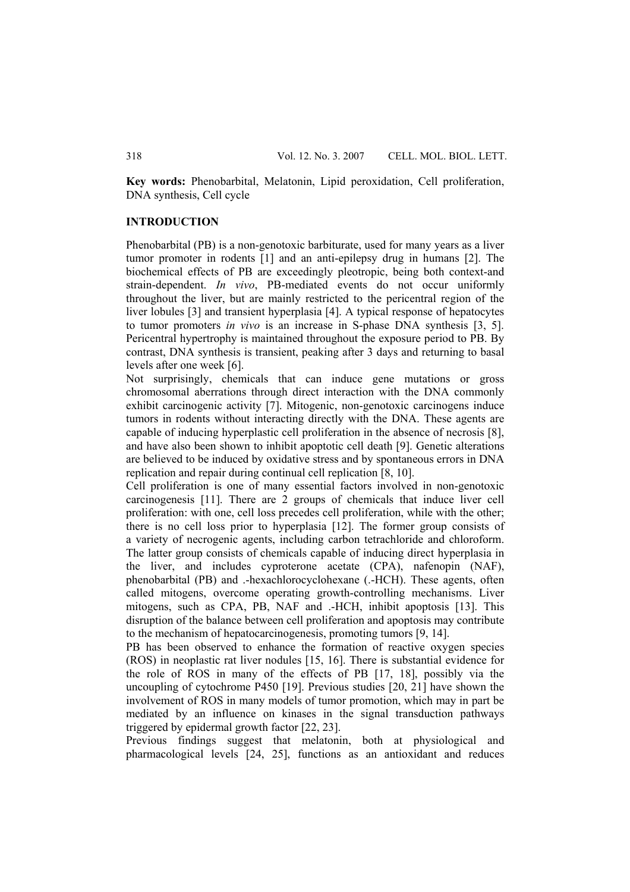**Key words:** Phenobarbital, Melatonin, Lipid peroxidation, Cell proliferation, DNA synthesis, Cell cycle

## INTRODUCTION

Phenobarbital (PB) is a non-genotoxic barbiturate, used for many years as a liver tumor promoter in rodents [1] and an anti-epilepsy drug in humans [2]. The biochemical effects of PB are exceedingly pleotropic, being both context-and strain-dependent. *In vivo*, PB-mediated events do not occur uniformly throughout the liver, but are mainly restricted to the pericentral region of the liver lobules [3] and transient hyperplasia [4]. A typical response of hepatocytes to tumor promoters *in vivo* is an increase in S-phase DNA synthesis [3, 5]. Pericentral hypertrophy is maintained throughout the exposure period to PB. By contrast, DNA synthesis is transient, peaking after 3 days and returning to basal levels after one week [6].

Not surprisingly, chemicals that can induce gene mutations or gross chromosomal aberrations through direct interaction with the DNA commonly exhibit carcinogenic activity [7]. Mitogenic, non-genotoxic carcinogens induce tumors in rodents without interacting directly with the DNA. These agents are capable of inducing hyperplastic cell proliferation in the absence of necrosis [8], and have also been shown to inhibit apoptotic cell death [9]. Genetic alterations are believed to be induced by oxidative stress and by spontaneous errors in DNA replication and repair during continual cell replication [8, 10].

Cell proliferation is one of many essential factors involved in non-genotoxic carcinogenesis [11]. There are 2 groups of chemicals that induce liver cell proliferation: with one, cell loss precedes cell proliferation, while with the other; there is no cell loss prior to hyperplasia [12]. The former group consists of a variety of necrogenic agents, including carbon tetrachloride and chloroform. The latter group consists of chemicals capable of inducing direct hyperplasia in the liver, and includes cyproterone acetate (CPA), nafenopin (NAF), phenobarbital (PB) and .-hexachlorocyclohexane (.-HCH). These agents, often called mitogens, overcome operating growth-controlling mechanisms. Liver mitogens, such as CPA, PB, NAF and .-HCH, inhibit apoptosis [13]. This disruption of the balance between cell proliferation and apoptosis may contribute to the mechanism of hepatocarcinogenesis, promoting tumors [9, 14].

PB has been observed to enhance the formation of reactive oxygen species (ROS) in neoplastic rat liver nodules [15, 16]. There is substantial evidence for the role of ROS in many of the effects of PB [17, 18], possibly via the uncoupling of cytochrome P450 [19]. Previous studies [20, 21] have shown the involvement of ROS in many models of tumor promotion, which may in part be mediated by an influence on kinases in the signal transduction pathways triggered by epidermal growth factor [22, 23].

Previous findings suggest that melatonin, both at physiological and pharmacological levels [24, 25], functions as an antioxidant and reduces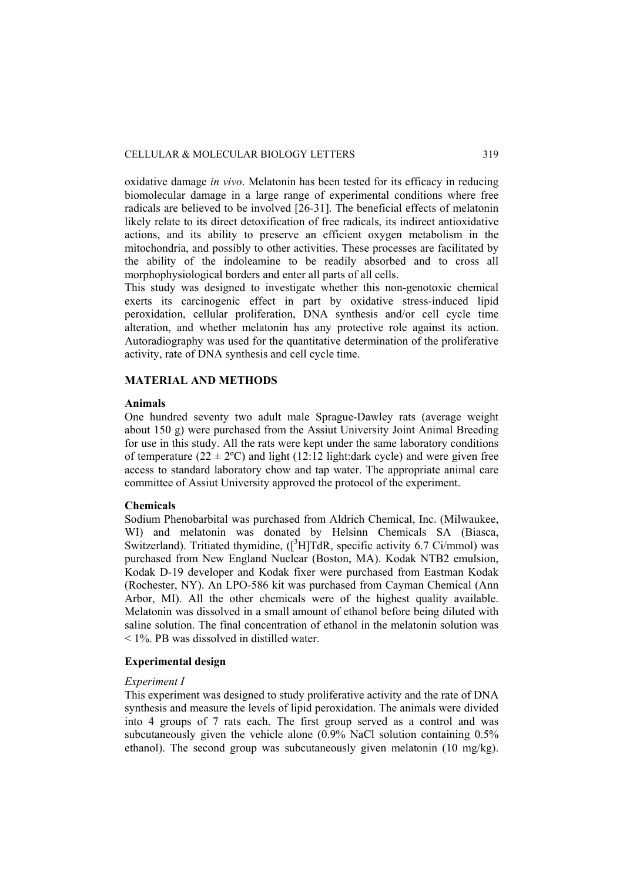oxidative damage *in vivo*. Melatonin has been tested for its efficacy in reducing biomolecular damage in a large range of experimental conditions where free radicals are believed to be involved [26-31]. The beneficial effects of melatonin likely relate to its direct detoxification of free radicals, its indirect antioxidative actions, and its ability to preserve an efficient oxygen metabolism in the mitochondria, and possibly to other activities. These processes are facilitated by the ability of the indoleamine to be readily absorbed and to cross all morphophysiological borders and enter all parts of all cells.

This study was designed to investigate whether this non-genotoxic chemical exerts its carcinogenic effect in part by oxidative stress-induced lipid peroxidation, cellular proliferation, DNA synthesis and/or cell cycle time alteration, and whether melatonin has any protective role against its action. Autoradiography was used for the quantitative determination of the proliferative activity, rate of DNA synthesis and cell cycle time.

## MATERIAL AND METHODS

### Animals

One hundred seventy two adult male Sprague-Dawley rats (average weight about 150 g) were purchased from the Assiut University Joint Animal Breeding for use in this study. All the rats were kept under the same laboratory conditions of temperature ($22 \pm 2$ºC) and light (12:12 light:dark cycle) and were given free access to standard laboratory chow and tap water. The appropriate animal care committee of Assiut University approved the protocol of the experiment.

### Chemicals

Sodium Phenobarbital was purchased from Aldrich Chemical, Inc. (Milwaukee, WI) and melatonin was donated by Helsinn Chemicals SA (Biasca, Switzerland). Tritiated thymidine, ([$^3$H]TdR, specific activity 6.7 Ci/mmol) was purchased from New England Nuclear (Boston, MA). Kodak NTB2 emulsion, Kodak D-19 developer and Kodak fixer were purchased from Eastman Kodak (Rochester, NY). An LPO-586 kit was purchased from Cayman Chemical (Ann Arbor, MI). All the other chemicals were of the highest quality available. Melatonin was dissolved in a small amount of ethanol before being diluted with saline solution. The final concentration of ethanol in the melatonin solution was < 1%. PB was dissolved in distilled water.

### Experimental design

*Experiment I*

This experiment was designed to study proliferative activity and the rate of DNA synthesis and measure the levels of lipid peroxidation. The animals were divided into 4 groups of 7 rats each. The first group served as a control and was subcutaneously given the vehicle alone (0.9% NaCl solution containing 0.5% ethanol). The second group was subcutaneously given melatonin (10 mg/kg).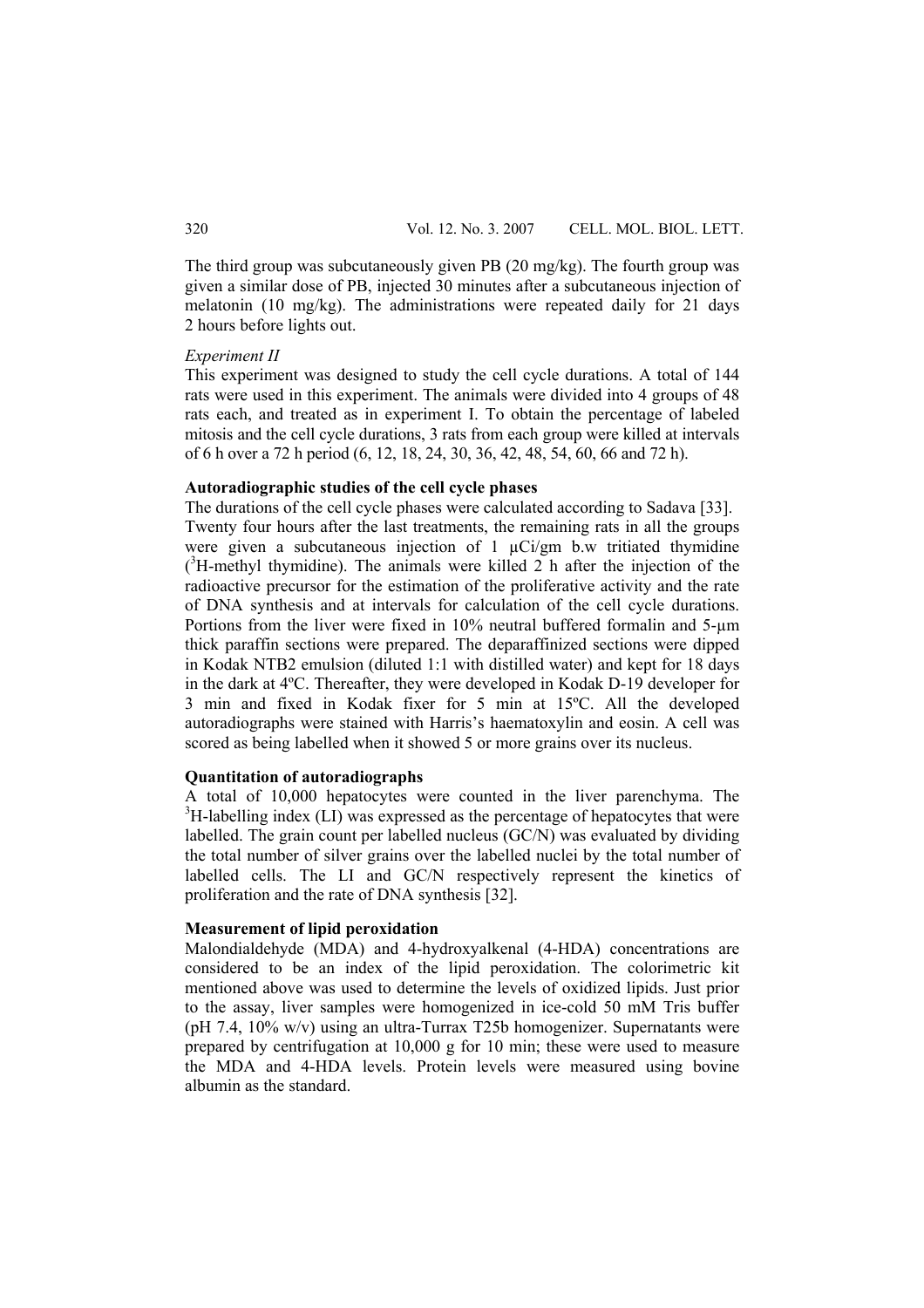The third group was subcutaneously given PB (20 mg/kg). The fourth group was given a similar dose of PB, injected 30 minutes after a subcutaneous injection of melatonin (10 mg/kg). The administrations were repeated daily for 21 days 2 hours before lights out.

*Experiment II*

This experiment was designed to study the cell cycle durations. A total of 144 rats were used in this experiment. The animals were divided into 4 groups of 48 rats each, and treated as in experiment I. To obtain the percentage of labeled mitosis and the cell cycle durations, 3 rats from each group were killed at intervals of 6 h over a 72 h period (6, 12, 18, 24, 30, 36, 42, 48, 54, 60, 66 and 72 h).

**Autoradiographic studies of the cell cycle phases**

The durations of the cell cycle phases were calculated according to Sadava [33]. Twenty four hours after the last treatments, the remaining rats in all the groups were given a subcutaneous injection of 1 µCi/gm b.w tritiated thymidine ($^3$H-methyl thymidine). The animals were killed 2 h after the injection of the radioactive precursor for the estimation of the proliferative activity and the rate of DNA synthesis and at intervals for calculation of the cell cycle durations. Portions from the liver were fixed in 10% neutral buffered formalin and 5-µm thick paraffin sections were prepared. The deparaffinized sections were dipped in Kodak NTB2 emulsion (diluted 1:1 with distilled water) and kept for 18 days in the dark at 4ºC. Thereafter, they were developed in Kodak D-19 developer for 3 min and fixed in Kodak fixer for 5 min at 15ºC. All the developed autoradiographs were stained with Harris's haematoxylin and eosin. A cell was scored as being labelled when it showed 5 or more grains over its nucleus.

**Quantitation of autoradiographs**

A total of 10,000 hepatocytes were counted in the liver parenchyma. The $^3$H-labelling index (LI) was expressed as the percentage of hepatocytes that were labelled. The grain count per labelled nucleus (GC/N) was evaluated by dividing the total number of silver grains over the labelled nuclei by the total number of labelled cells. The LI and GC/N respectively represent the kinetics of proliferation and the rate of DNA synthesis [32].

**Measurement of lipid peroxidation**

Malondialdehyde (MDA) and 4-hydroxyalkenal (4-HDA) concentrations are considered to be an index of the lipid peroxidation. The colorimetric kit mentioned above was used to determine the levels of oxidized lipids. Just prior to the assay, liver samples were homogenized in ice-cold 50 mM Tris buffer (pH 7.4, 10% w/v) using an ultra-Turrax T25b homogenizer. Supernatants were prepared by centrifugation at 10,000 g for 10 min; these were used to measure the MDA and 4-HDA levels. Protein levels were measured using bovine albumin as the standard.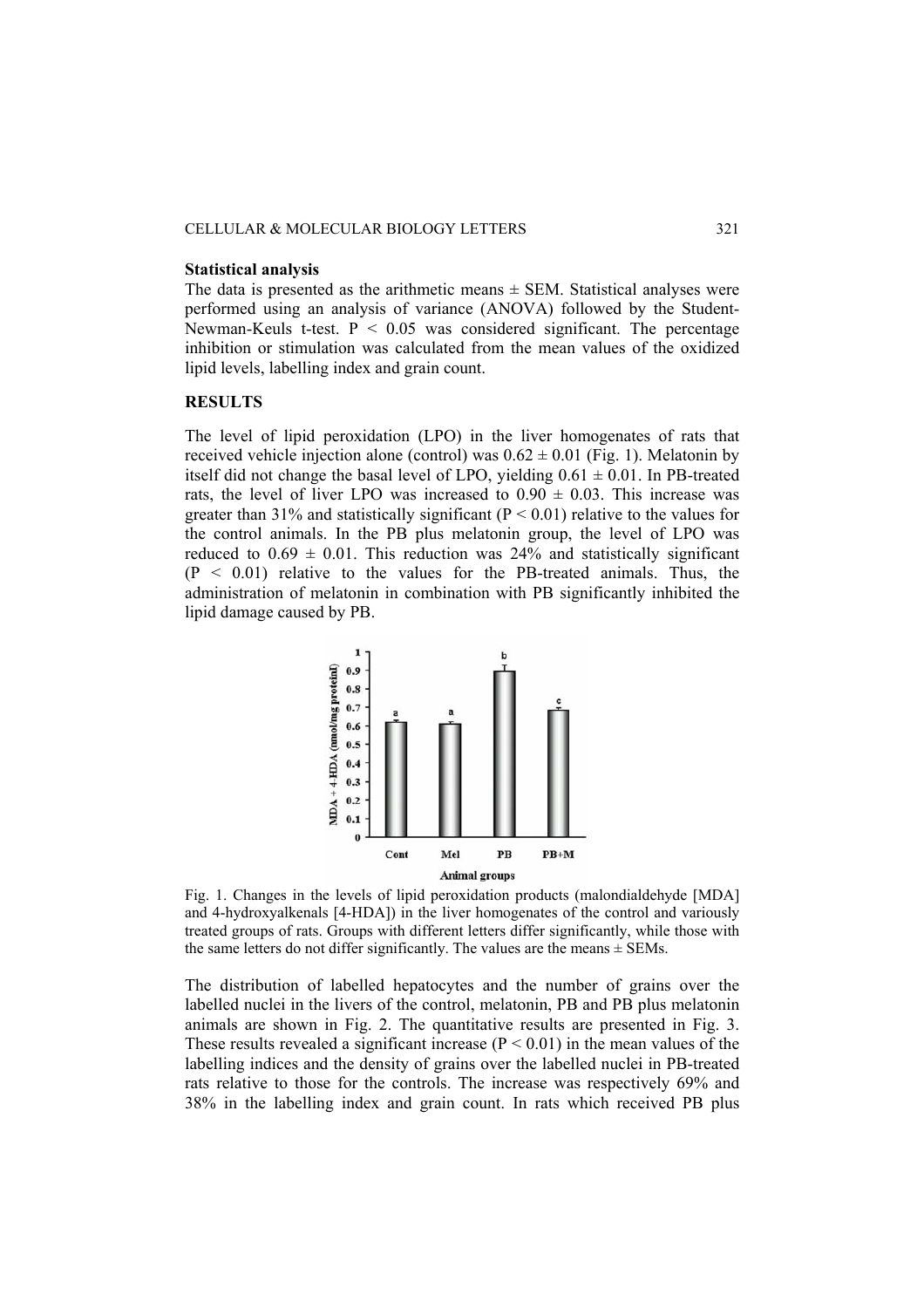**Statistical analysis**

The data is presented as the arithmetic means ± SEM. Statistical analyses were performed using an analysis of variance (ANOVA) followed by the Student-Newman-Keuls t-test. $P < 0.05$ was considered significant. The percentage inhibition or stimulation was calculated from the mean values of the oxidized lipid levels, labelling index and grain count.

## RESULTS

The level of lipid peroxidation (LPO) in the liver homogenates of rats that received vehicle injection alone (control) was 0.62 ± 0.01 (Fig. 1). Melatonin by itself did not change the basal level of LPO, yielding 0.61 ± 0.01. In PB-treated rats, the level of liver LPO was increased to 0.90 ± 0.03. This increase was greater than 31% and statistically significant ($P < 0.01$) relative to the values for the control animals. In the PB plus melatonin group, the level of LPO was reduced to 0.69 ± 0.01. This reduction was 24% and statistically significant ($P < 0.01$) relative to the values for the PB-treated animals. Thus, the administration of melatonin in combination with PB significantly inhibited the lipid damage caused by PB.

Fig. 1. Changes in the levels of lipid peroxidation products (malondialdehyde [MDA] and 4-hydroxyalkenals [4-HDA]) in the liver homogenates of the control and variously treated groups of rats. Groups with different letters differ significantly, while those with the same letters do not differ significantly. The values are the means ± SEMs.

The distribution of labelled hepatocytes and the number of grains over the labelled nuclei in the livers of the control, melatonin, PB and PB plus melatonin animals are shown in Fig. 2. The quantitative results are presented in Fig. 3. These results revealed a significant increase ($P < 0.01$) in the mean values of the labelling indices and the density of grains over the labelled nuclei in PB-treated rats relative to those for the controls. The increase was respectively 69% and 38% in the labelling index and grain count. In rats which received PB plus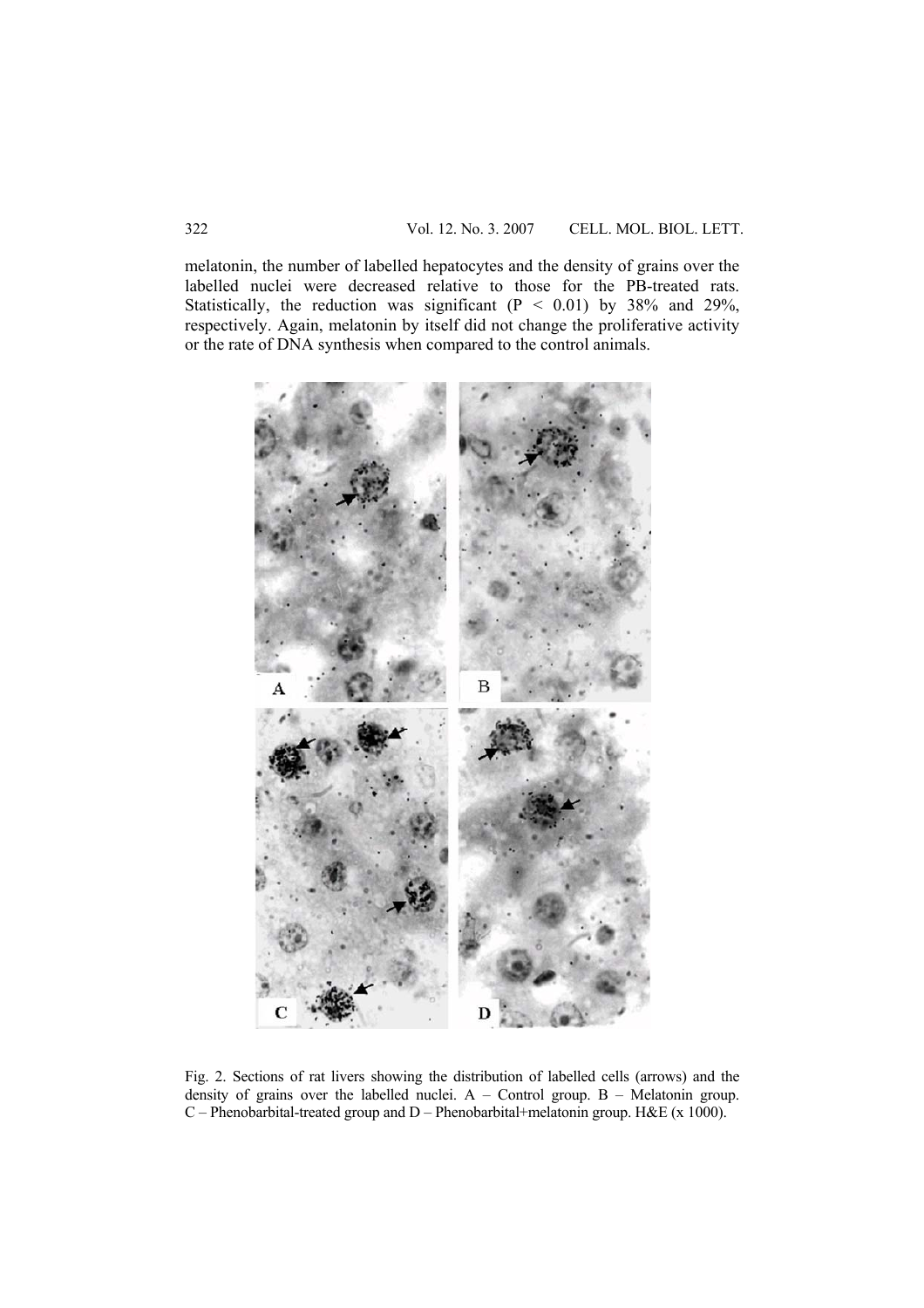melatonin, the number of labelled hepatocytes and the density of grains over the labelled nuclei were decreased relative to those for the PB-treated rats. Statistically, the reduction was significant ($P < 0.01$) by 38% and 29%, respectively. Again, melatonin by itself did not change the proliferative activity or the rate of DNA synthesis when compared to the control animals.

Fig. 2. Sections of rat livers showing the distribution of labelled cells (arrows) and the density of grains over the labelled nuclei. A – Control group. B – Melatonin group. C – Phenobarbital-treated group and D – Phenobarbital+melatonin group. H&E (x 1000).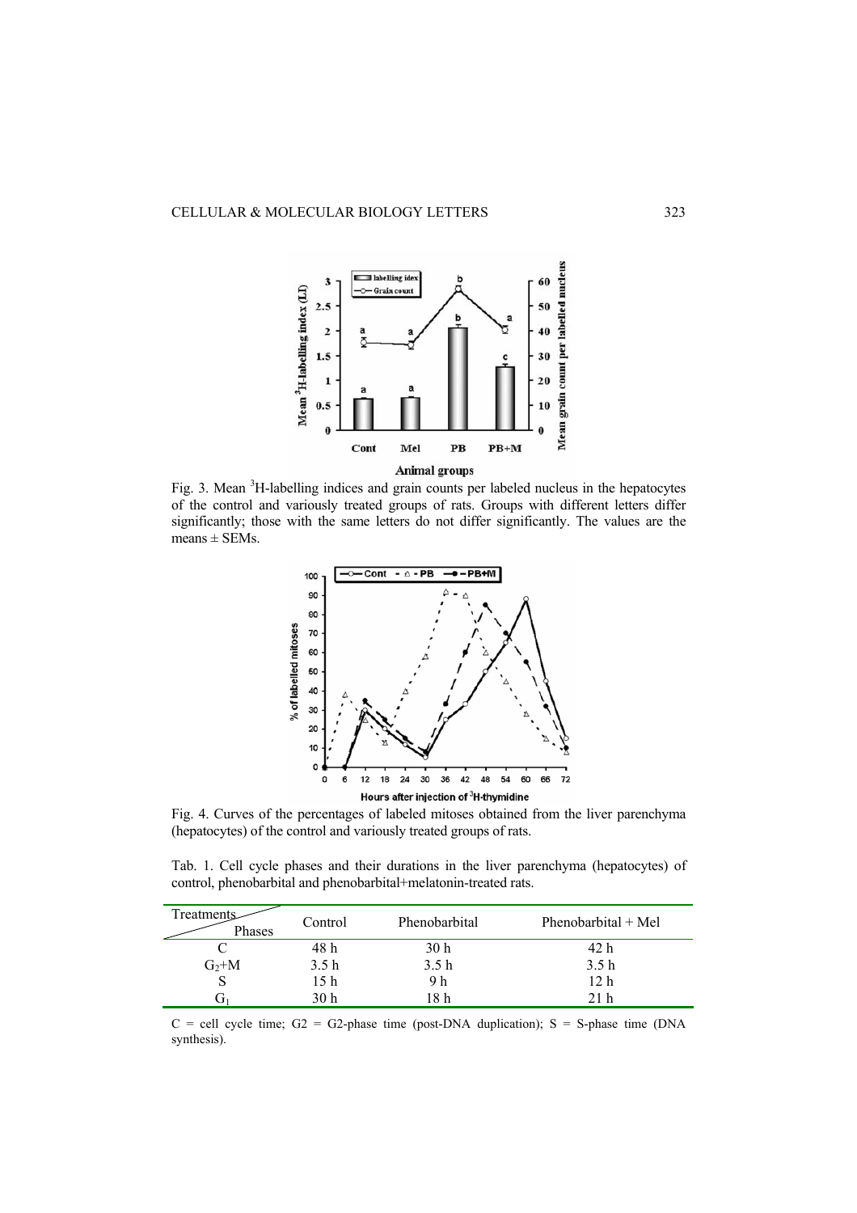Fig. 3. Mean $^3$H-labelling indices and grain counts per labeled nucleus in the hepatocytes of the control and variously treated groups of rats. Groups with different letters differ significantly; those with the same letters do not differ significantly. The values are the means ± SEMs.

Fig. 4. Curves of the percentages of labeled mitoses obtained from the liver parenchyma (hepatocytes) of the control and variously treated groups of rats.

Tab. 1. Cell cycle phases and their durations in the liver parenchyma (hepatocytes) of control, phenobarbital and phenobarbital+melatonin-treated rats.

| Phases \ Treatments | Control | Phenobarbital | Phenobarbital + Mel |
|---|---|---|---|
| C | 48 h | 30 h | 42 h |
| $G_2$+M | 3.5 h | 3.5 h | 3.5 h |
| S | 15 h | 9 h | 12 h |
| $G_1$ | 30 h | 18 h | 21 h |

C = cell cycle time; G2 = G2-phase time (post-DNA duplication); S = S-phase time (DNA synthesis).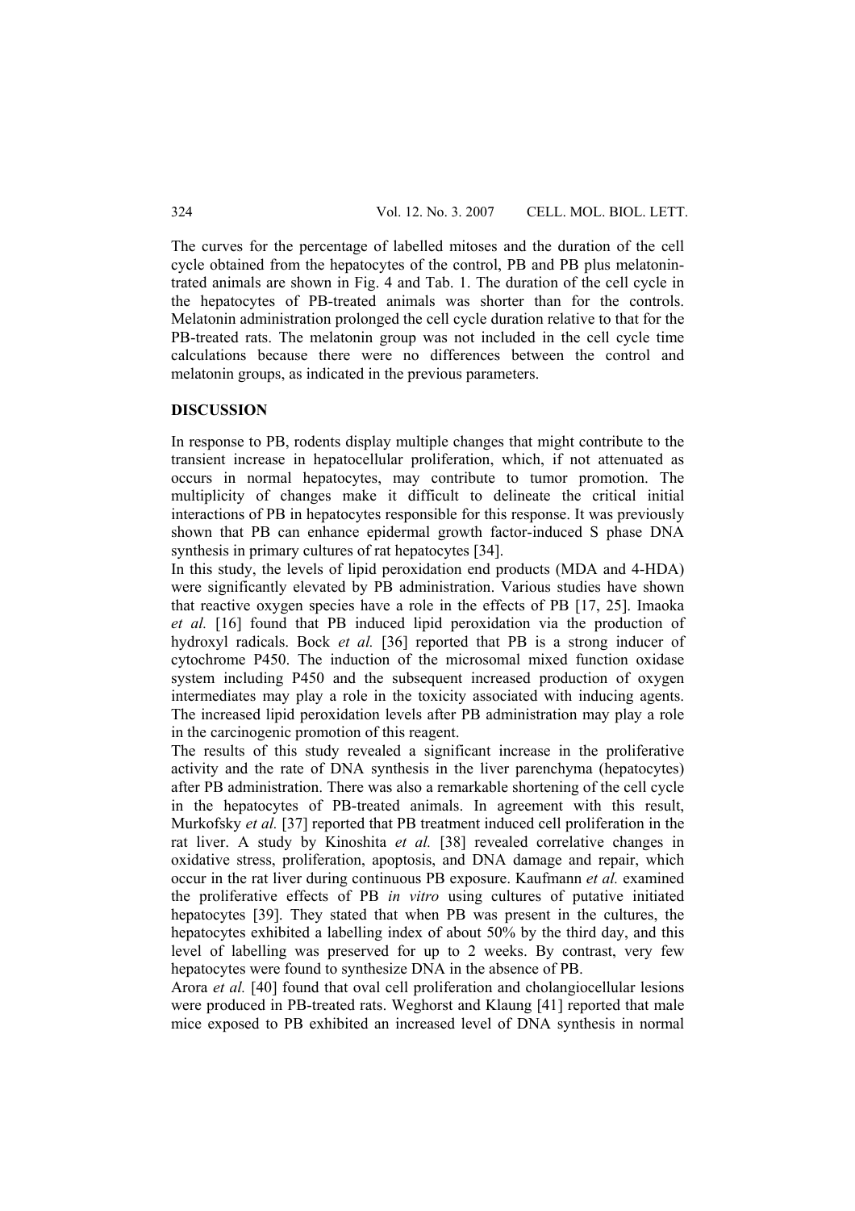The curves for the percentage of labelled mitoses and the duration of the cell cycle obtained from the hepatocytes of the control, PB and PB plus melatonin-trated animals are shown in Fig. 4 and Tab. 1. The duration of the cell cycle in the hepatocytes of PB-treated animals was shorter than for the controls. Melatonin administration prolonged the cell cycle duration relative to that for the PB-treated rats. The melatonin group was not included in the cell cycle time calculations because there were no differences between the control and melatonin groups, as indicated in the previous parameters.

## DISCUSSION

In response to PB, rodents display multiple changes that might contribute to the transient increase in hepatocellular proliferation, which, if not attenuated as occurs in normal hepatocytes, may contribute to tumor promotion. The multiplicity of changes make it difficult to delineate the critical initial interactions of PB in hepatocytes responsible for this response. It was previously shown that PB can enhance epidermal growth factor-induced S phase DNA synthesis in primary cultures of rat hepatocytes [34].

In this study, the levels of lipid peroxidation end products (MDA and 4-HDA) were significantly elevated by PB administration. Various studies have shown that reactive oxygen species have a role in the effects of PB [17, 25]. Imaoka *et al.* [16] found that PB induced lipid peroxidation via the production of hydroxyl radicals. Bock *et al.* [36] reported that PB is a strong inducer of cytochrome P450. The induction of the microsomal mixed function oxidase system including P450 and the subsequent increased production of oxygen intermediates may play a role in the toxicity associated with inducing agents. The increased lipid peroxidation levels after PB administration may play a role in the carcinogenic promotion of this reagent.

The results of this study revealed a significant increase in the proliferative activity and the rate of DNA synthesis in the liver parenchyma (hepatocytes) after PB administration. There was also a remarkable shortening of the cell cycle in the hepatocytes of PB-treated animals. In agreement with this result, Murkofsky *et al.* [37] reported that PB treatment induced cell proliferation in the rat liver. A study by Kinoshita *et al.* [38] revealed correlative changes in oxidative stress, proliferation, apoptosis, and DNA damage and repair, which occur in the rat liver during continuous PB exposure. Kaufmann *et al.* examined the proliferative effects of PB *in vitro* using cultures of putative initiated hepatocytes [39]. They stated that when PB was present in the cultures, the hepatocytes exhibited a labelling index of about 50% by the third day, and this level of labelling was preserved for up to 2 weeks. By contrast, very few hepatocytes were found to synthesize DNA in the absence of PB.

Arora *et al.* [40] found that oval cell proliferation and cholangiocellular lesions were produced in PB-treated rats. Weghorst and Klaung [41] reported that male mice exposed to PB exhibited an increased level of DNA synthesis in normal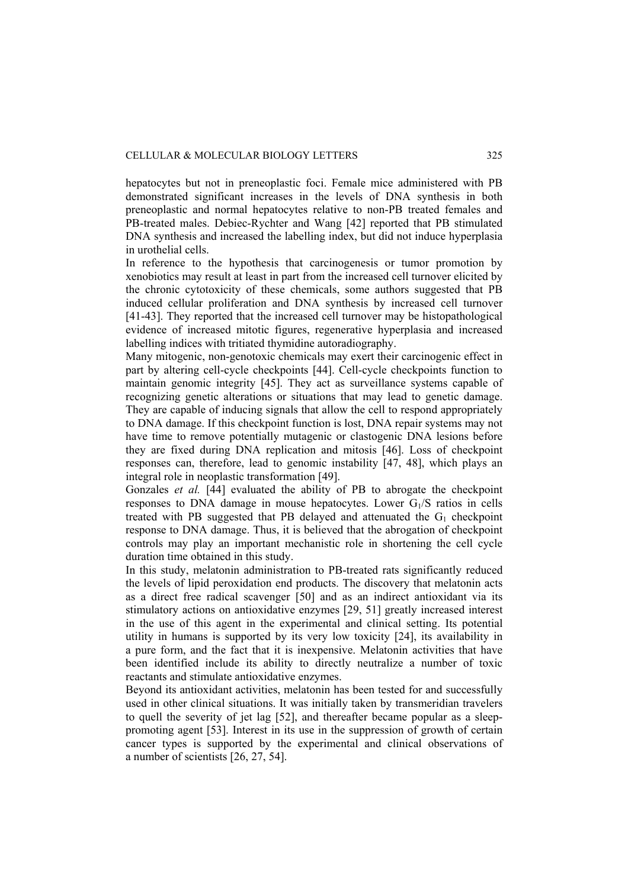hepatocytes but not in preneoplastic foci. Female mice administered with PB demonstrated significant increases in the levels of DNA synthesis in both preneoplastic and normal hepatocytes relative to non-PB treated females and PB-treated males. Debiec-Rychter and Wang [42] reported that PB stimulated DNA synthesis and increased the labelling index, but did not induce hyperplasia in urothelial cells.

In reference to the hypothesis that carcinogenesis or tumor promotion by xenobiotics may result at least in part from the increased cell turnover elicited by the chronic cytotoxicity of these chemicals, some authors suggested that PB induced cellular proliferation and DNA synthesis by increased cell turnover [41-43]. They reported that the increased cell turnover may be histopathological evidence of increased mitotic figures, regenerative hyperplasia and increased labelling indices with tritiated thymidine autoradiography.

Many mitogenic, non-genotoxic chemicals may exert their carcinogenic effect in part by altering cell-cycle checkpoints [44]. Cell-cycle checkpoints function to maintain genomic integrity [45]. They act as surveillance systems capable of recognizing genetic alterations or situations that may lead to genetic damage. They are capable of inducing signals that allow the cell to respond appropriately to DNA damage. If this checkpoint function is lost, DNA repair systems may not have time to remove potentially mutagenic or clastogenic DNA lesions before they are fixed during DNA replication and mitosis [46]. Loss of checkpoint responses can, therefore, lead to genomic instability [47, 48], which plays an integral role in neoplastic transformation [49].

Gonzales *et al.* [44] evaluated the ability of PB to abrogate the checkpoint responses to DNA damage in mouse hepatocytes. Lower $G_1$/S ratios in cells treated with PB suggested that PB delayed and attenuated the $G_1$ checkpoint response to DNA damage. Thus, it is believed that the abrogation of checkpoint controls may play an important mechanistic role in shortening the cell cycle duration time obtained in this study.

In this study, melatonin administration to PB-treated rats significantly reduced the levels of lipid peroxidation end products. The discovery that melatonin acts as a direct free radical scavenger [50] and as an indirect antioxidant via its stimulatory actions on antioxidative enzymes [29, 51] greatly increased interest in the use of this agent in the experimental and clinical setting. Its potential utility in humans is supported by its very low toxicity [24], its availability in a pure form, and the fact that it is inexpensive. Melatonin activities that have been identified include its ability to directly neutralize a number of toxic reactants and stimulate antioxidative enzymes.

Beyond its antioxidant activities, melatonin has been tested for and successfully used in other clinical situations. It was initially taken by transmeridian travelers to quell the severity of jet lag [52], and thereafter became popular as a sleep-promoting agent [53]. Interest in its use in the suppression of growth of certain cancer types is supported by the experimental and clinical observations of a number of scientists [26, 27, 54].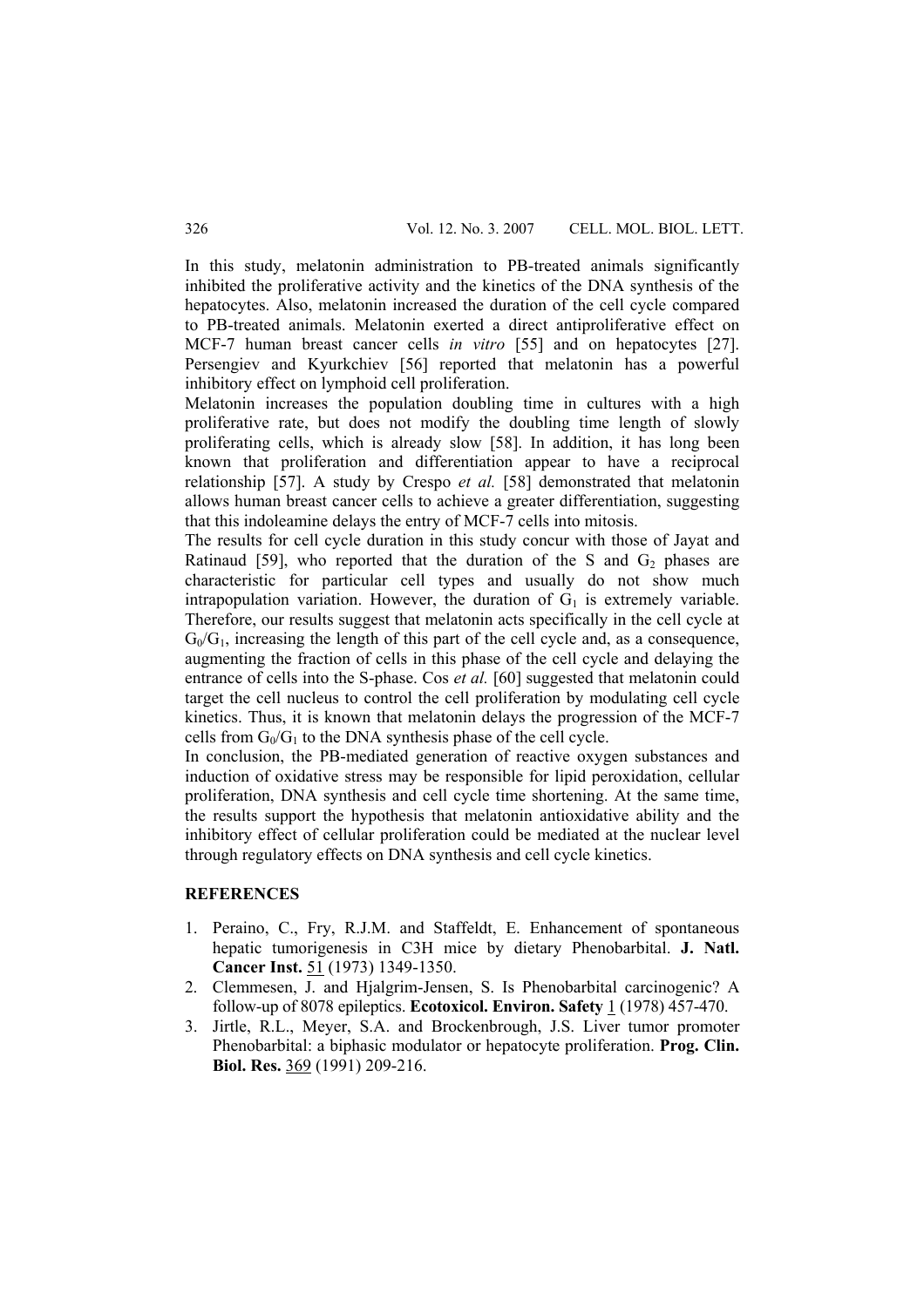In this study, melatonin administration to PB-treated animals significantly inhibited the proliferative activity and the kinetics of the DNA synthesis of the hepatocytes. Also, melatonin increased the duration of the cell cycle compared to PB-treated animals. Melatonin exerted a direct antiproliferative effect on MCF-7 human breast cancer cells *in vitro* [55] and on hepatocytes [27]. Persengiev and Kyurkchiev [56] reported that melatonin has a powerful inhibitory effect on lymphoid cell proliferation.

Melatonin increases the population doubling time in cultures with a high proliferative rate, but does not modify the doubling time length of slowly proliferating cells, which is already slow [58]. In addition, it has long been known that proliferation and differentiation appear to have a reciprocal relationship [57]. A study by Crespo *et al.* [58] demonstrated that melatonin allows human breast cancer cells to achieve a greater differentiation, suggesting that this indoleamine delays the entry of MCF-7 cells into mitosis.

The results for cell cycle duration in this study concur with those of Jayat and Ratinaud [59], who reported that the duration of the S and $G_2$ phases are characteristic for particular cell types and usually do not show much intrapopulation variation. However, the duration of $G_1$ is extremely variable. Therefore, our results suggest that melatonin acts specifically in the cell cycle at $G_0/G_1$, increasing the length of this part of the cell cycle and, as a consequence, augmenting the fraction of cells in this phase of the cell cycle and delaying the entrance of cells into the S-phase. Cos *et al.* [60] suggested that melatonin could target the cell nucleus to control the cell proliferation by modulating cell cycle kinetics. Thus, it is known that melatonin delays the progression of the MCF-7 cells from $G_0/G_1$ to the DNA synthesis phase of the cell cycle.

In conclusion, the PB-mediated generation of reactive oxygen substances and induction of oxidative stress may be responsible for lipid peroxidation, cellular proliferation, DNA synthesis and cell cycle time shortening. At the same time, the results support the hypothesis that melatonin antioxidative ability and the inhibitory effect of cellular proliferation could be mediated at the nuclear level through regulatory effects on DNA synthesis and cell cycle kinetics.

## REFERENCES

1. Peraino, C., Fry, R.J.M. and Staffeldt, E. Enhancement of spontaneous hepatic tumorigenesis in C3H mice by dietary Phenobarbital. **J. Natl. Cancer Inst.** 51 (1973) 1349-1350.
2. Clemmesen, J. and Hjalgrim-Jensen, S. Is Phenobarbital carcinogenic? A follow-up of 8078 epileptics. **Ecotoxicol. Environ. Safety** 1 (1978) 457-470.
3. Jirtle, R.L., Meyer, S.A. and Brockenbrough, J.S. Liver tumor promoter Phenobarbital: a biphasic modulator or hepatocyte proliferation. **Prog. Clin. Biol. Res.** 369 (1991) 209-216.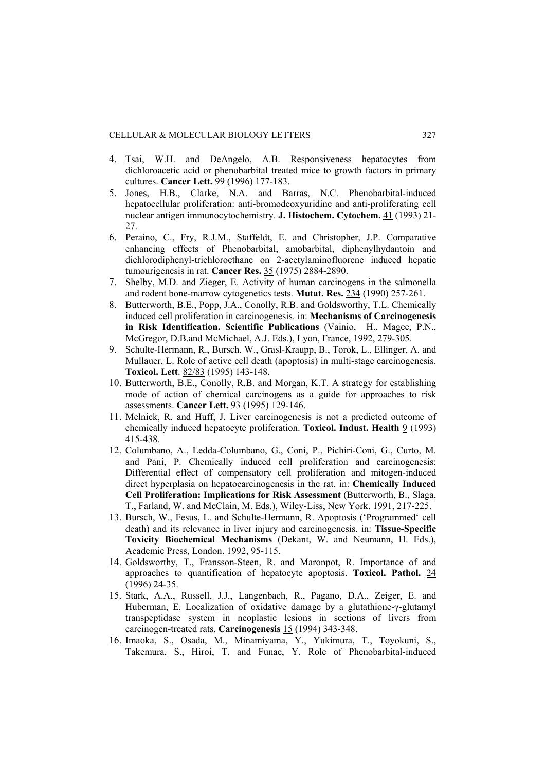4. Tsai, W.H. and DeAngelo, A.B. Responsiveness hepatocytes from dichloroacetic acid or phenobarbital treated mice to growth factors in primary cultures. **Cancer Lett.** 99 (1996) 177-183.
5. Jones, H.B., Clarke, N.A. and Barras, N.C. Phenobarbital-induced hepatocellular proliferation: anti-bromodeoxyuridine and anti-proliferating cell nuclear antigen immunocytochemistry. **J. Histochem. Cytochem.** 41 (1993) 21-27.
6. Peraino, C., Fry, R.J.M., Staffeldt, E. and Christopher, J.P. Comparative enhancing effects of Phenobarbital, amobarbital, diphenylhydantoin and dichlorodiphenyl-trichloroethane on 2-acetylaminofluorene induced hepatic tumourigenesis in rat. **Cancer Res.** 35 (1975) 2884-2890.
7. Shelby, M.D. and Zieger, E. Activity of human carcinogens in the salmonella and rodent bone-marrow cytogenetics tests. **Mutat. Res.** 234 (1990) 257-261.
8. Butterworth, B.E., Popp, J.A., Conolly, R.B. and Goldsworthy, T.L. Chemically induced cell proliferation in carcinogenesis. in: **Mechanisms of Carcinogenesis in Risk Identification. Scientific Publications** (Vainio, H., Magee, P.N., McGregor, D.B.and McMichael, A.J. Eds.), Lyon, France, 1992, 279-305.
9. Schulte-Hermann, R., Bursch, W., Grasl-Kraupp, B., Torok, L., Ellinger, A. and Mullauer, L. Role of active cell death (apoptosis) in multi-stage carcinogenesis. **Toxicol. Lett**. 82/83 (1995) 143-148.
10. Butterworth, B.E., Conolly, R.B. and Morgan, K.T. A strategy for establishing mode of action of chemical carcinogens as a guide for approaches to risk assessments. **Cancer Lett.** 93 (1995) 129-146.
11. Melnick, R. and Huff, J. Liver carcinogenesis is not a predicted outcome of chemically induced hepatocyte proliferation. **Toxicol. Indust. Health** 9 (1993) 415-438.
12. Columbano, A., Ledda-Columbano, G., Coni, P., Pichiri-Coni, G., Curto, M. and Pani, P. Chemically induced cell proliferation and carcinogenesis: Differential effect of compensatory cell proliferation and mitogen-induced direct hyperplasia on hepatocarcinogenesis in the rat. in: **Chemically Induced Cell Proliferation: Implications for Risk Assessment** (Butterworth, B., Slaga, T., Farland, W. and McClain, M. Eds.), Wiley-Liss, New York. 1991, 217-225.
13. Bursch, W., Fesus, L. and Schulte-Hermann, R. Apoptosis ('Programmed' cell death) and its relevance in liver injury and carcinogenesis. in: **Tissue-Specific Toxicity Biochemical Mechanisms** (Dekant, W. and Neumann, H. Eds.), Academic Press, London. 1992, 95-115.
14. Goldsworthy, T., Fransson-Steen, R. and Maronpot, R. Importance of and approaches to quantification of hepatocyte apoptosis. **Toxicol. Pathol.** 24 (1996) 24-35.
15. Stark, A.A., Russell, J.J., Langenbach, R., Pagano, D.A., Zeiger, E. and Huberman, E. Localization of oxidative damage by a glutathione-γ-glutamyl transpeptidase system in neoplastic lesions in sections of livers from carcinogen-treated rats. **Carcinogenesis** 15 (1994) 343-348.
16. Imaoka, S., Osada, M., Minamiyama, Y., Yukimura, T., Toyokuni, S., Takemura, S., Hiroi, T. and Funae, Y. Role of Phenobarbital-induced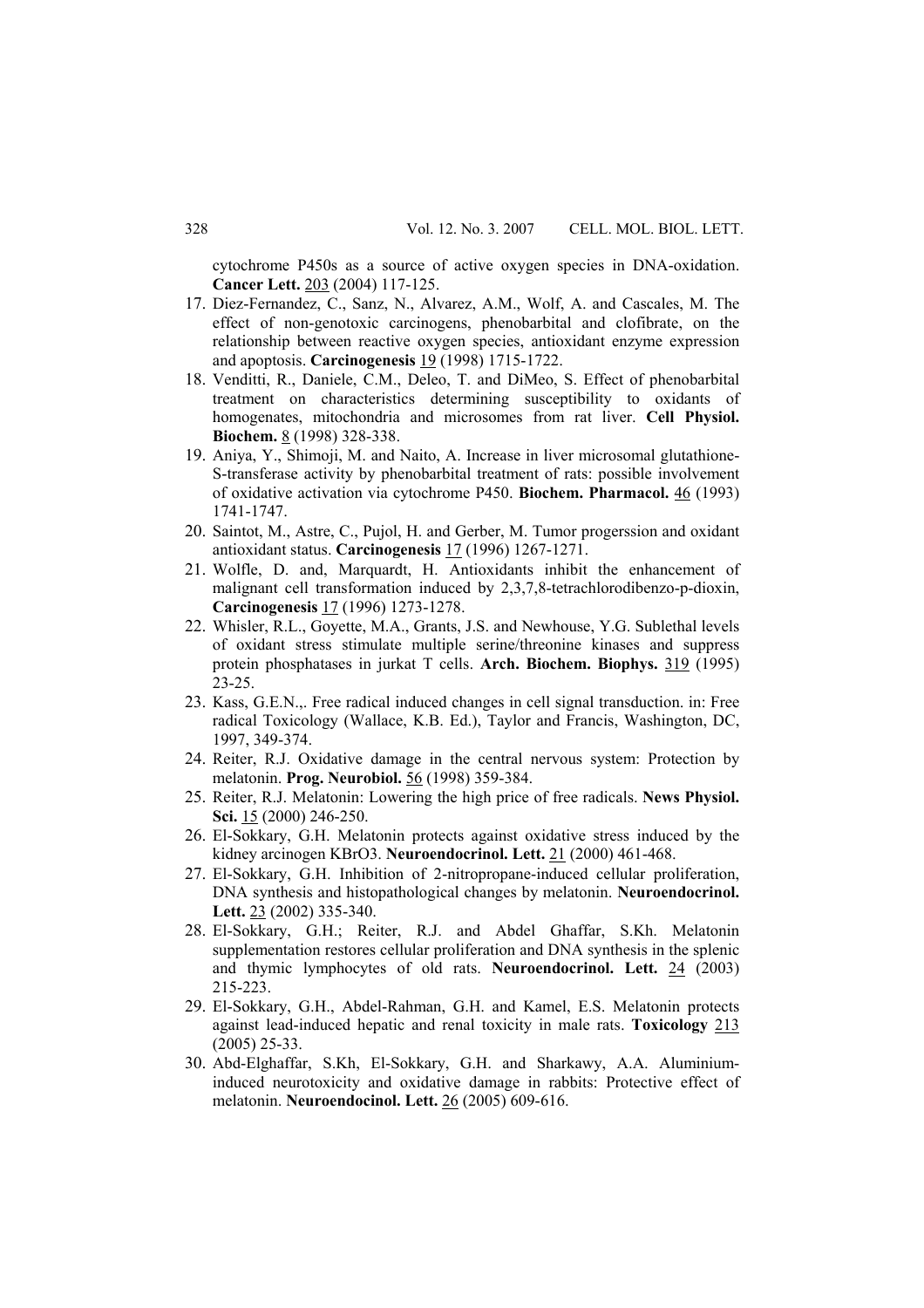cytochrome P450s as a source of active oxygen species in DNA-oxidation. **Cancer Lett.** 203 (2004) 117-125.

17. Diez-Fernandez, C., Sanz, N., Alvarez, A.M., Wolf, A. and Cascales, M. The effect of non-genotoxic carcinogens, phenobarbital and clofibrate, on the relationship between reactive oxygen species, antioxidant enzyme expression and apoptosis. **Carcinogenesis** 19 (1998) 1715-1722.
18. Venditti, R., Daniele, C.M., Deleo, T. and DiMeo, S. Effect of phenobarbital treatment on characteristics determining susceptibility to oxidants of homogenates, mitochondria and microsomes from rat liver. **Cell Physiol. Biochem.** 8 (1998) 328-338.
19. Aniya, Y., Shimoji, M. and Naito, A. Increase in liver microsomal glutathione-S-transferase activity by phenobarbital treatment of rats: possible involvement of oxidative activation via cytochrome P450. **Biochem. Pharmacol.** 46 (1993) 1741-1747.
20. Saintot, M., Astre, C., Pujol, H. and Gerber, M. Tumor progerssion and oxidant antioxidant status. **Carcinogenesis** 17 (1996) 1267-1271.
21. Wolfle, D. and, Marquardt, H. Antioxidants inhibit the enhancement of malignant cell transformation induced by 2,3,7,8-tetrachlorodibenzo-p-dioxin, **Carcinogenesis** 17 (1996) 1273-1278.
22. Whisler, R.L., Goyette, M.A., Grants, J.S. and Newhouse, Y.G. Sublethal levels of oxidant stress stimulate multiple serine/threonine kinases and suppress protein phosphatases in jurkat T cells. **Arch. Biochem. Biophys.** 319 (1995) 23-25.
23. Kass, G.E.N.,. Free radical induced changes in cell signal transduction. in: Free radical Toxicology (Wallace, K.B. Ed.), Taylor and Francis, Washington, DC, 1997, 349-374.
24. Reiter, R.J. Oxidative damage in the central nervous system: Protection by melatonin. **Prog. Neurobiol.** 56 (1998) 359-384.
25. Reiter, R.J. Melatonin: Lowering the high price of free radicals. **News Physiol. Sci.** 15 (2000) 246-250.
26. El-Sokkary, G.H. Melatonin protects against oxidative stress induced by the kidney arcinogen KBrO3. **Neuroendocrinol. Lett.** 21 (2000) 461-468.
27. El-Sokkary, G.H. Inhibition of 2-nitropropane-induced cellular proliferation, DNA synthesis and histopathological changes by melatonin. **Neuroendocrinol. Lett.** 23 (2002) 335-340.
28. El-Sokkary, G.H.; Reiter, R.J. and Abdel Ghaffar, S.Kh. Melatonin supplementation restores cellular proliferation and DNA synthesis in the splenic and thymic lymphocytes of old rats. **Neuroendocrinol. Lett.** 24 (2003) 215-223.
29. El-Sokkary, G.H., Abdel-Rahman, G.H. and Kamel, E.S. Melatonin protects against lead-induced hepatic and renal toxicity in male rats. **Toxicology** 213 (2005) 25-33.
30. Abd-Elghaffar, S.Kh, El-Sokkary, G.H. and Sharkawy, A.A. Aluminium-induced neurotoxicity and oxidative damage in rabbits: Protective effect of melatonin. **Neuroendocinol. Lett.** 26 (2005) 609-616.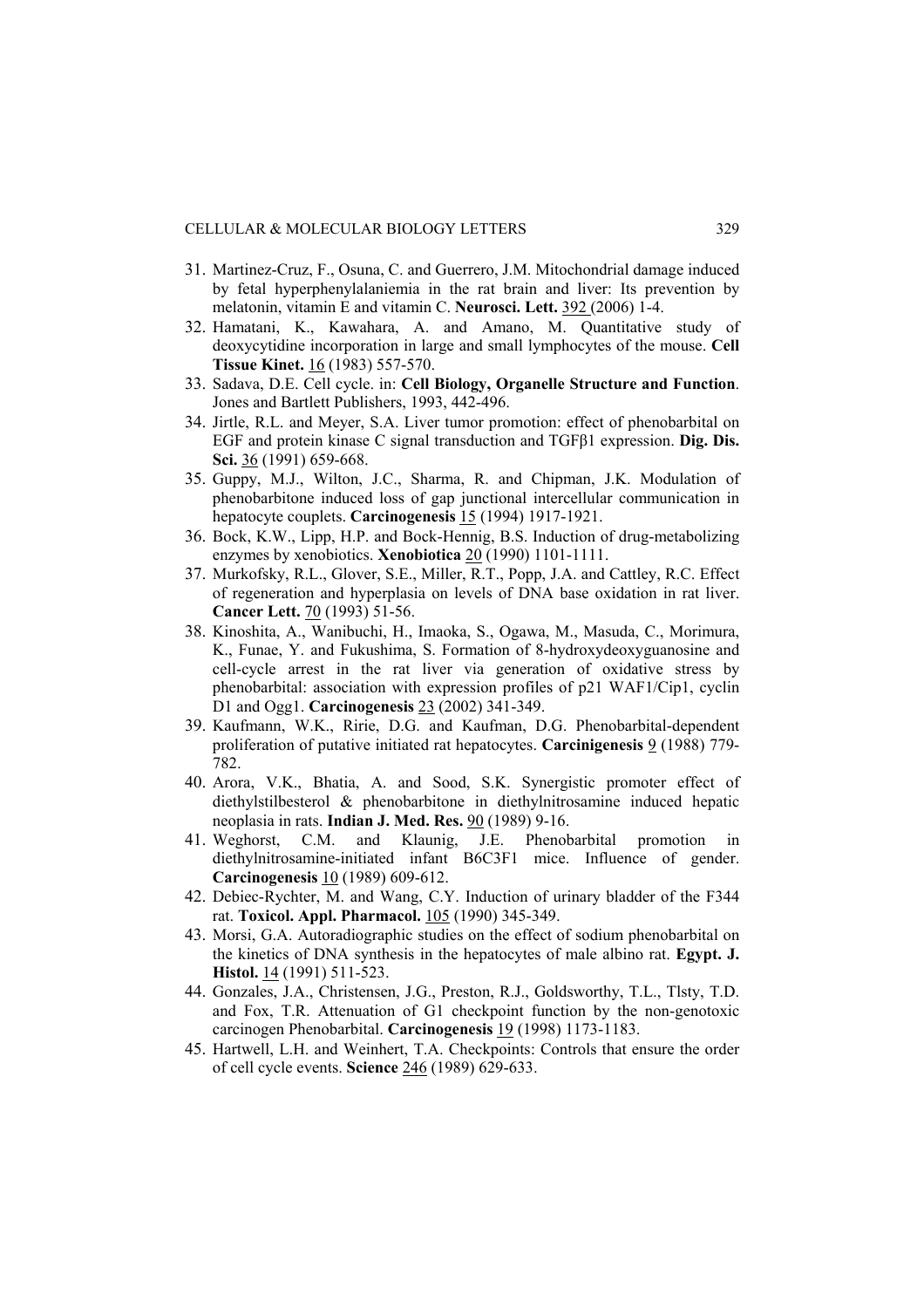31. Martinez-Cruz, F., Osuna, C. and Guerrero, J.M. Mitochondrial damage induced by fetal hyperphenylalaniemia in the rat brain and liver: Its prevention by melatonin, vitamin E and vitamin C. **Neurosci. Lett.** 392 (2006) 1-4.
32. Hamatani, K., Kawahara, A. and Amano, M. Quantitative study of deoxycytidine incorporation in large and small lymphocytes of the mouse. **Cell Tissue Kinet.** 16 (1983) 557-570.
33. Sadava, D.E. Cell cycle. in: **Cell Biology, Organelle Structure and Function**. Jones and Bartlett Publishers, 1993, 442-496.
34. Jirtle, R.L. and Meyer, S.A. Liver tumor promotion: effect of phenobarbital on EGF and protein kinase C signal transduction and TGFβ1 expression. **Dig. Dis. Sci.** 36 (1991) 659-668.
35. Guppy, M.J., Wilton, J.C., Sharma, R. and Chipman, J.K. Modulation of phenobarbitone induced loss of gap junctional intercellular communication in hepatocyte couplets. **Carcinogenesis** 15 (1994) 1917-1921.
36. Bock, K.W., Lipp, H.P. and Bock-Hennig, B.S. Induction of drug-metabolizing enzymes by xenobiotics. **Xenobiotica** 20 (1990) 1101-1111.
37. Murkofsky, R.L., Glover, S.E., Miller, R.T., Popp, J.A. and Cattley, R.C. Effect of regeneration and hyperplasia on levels of DNA base oxidation in rat liver. **Cancer Lett.** 70 (1993) 51-56.
38. Kinoshita, A., Wanibuchi, H., Imaoka, S., Ogawa, M., Masuda, C., Morimura, K., Funae, Y. and Fukushima, S. Formation of 8-hydroxydeoxyguanosine and cell-cycle arrest in the rat liver via generation of oxidative stress by phenobarbital: association with expression profiles of p21 WAF1/Cip1, cyclin D1 and Ogg1. **Carcinogenesis** 23 (2002) 341-349.
39. Kaufmann, W.K., Ririe, D.G. and Kaufman, D.G. Phenobarbital-dependent proliferation of putative initiated rat hepatocytes. **Carcinigenesis** 9 (1988) 779-782.
40. Arora, V.K., Bhatia, A. and Sood, S.K. Synergistic promoter effect of diethylstilbesterol & phenobarbitone in diethylnitrosamine induced hepatic neoplasia in rats. **Indian J. Med. Res.** 90 (1989) 9-16.
41. Weghorst, C.M. and Klaunig, J.E. Phenobarbital promotion in diethylnitrosamine-initiated infant B6C3F1 mice. Influence of gender. **Carcinogenesis** 10 (1989) 609-612.
42. Debiec-Rychter, M. and Wang, C.Y. Induction of urinary bladder of the F344 rat. **Toxicol. Appl. Pharmacol.** 105 (1990) 345-349.
43. Morsi, G.A. Autoradiographic studies on the effect of sodium phenobarbital on the kinetics of DNA synthesis in the hepatocytes of male albino rat. **Egypt. J. Histol.** 14 (1991) 511-523.
44. Gonzales, J.A., Christensen, J.G., Preston, R.J., Goldsworthy, T.L., Tlsty, T.D. and Fox, T.R. Attenuation of G1 checkpoint function by the non-genotoxic carcinogen Phenobarbital. **Carcinogenesis** 19 (1998) 1173-1183.
45. Hartwell, L.H. and Weinhert, T.A. Checkpoints: Controls that ensure the order of cell cycle events. **Science** 246 (1989) 629-633.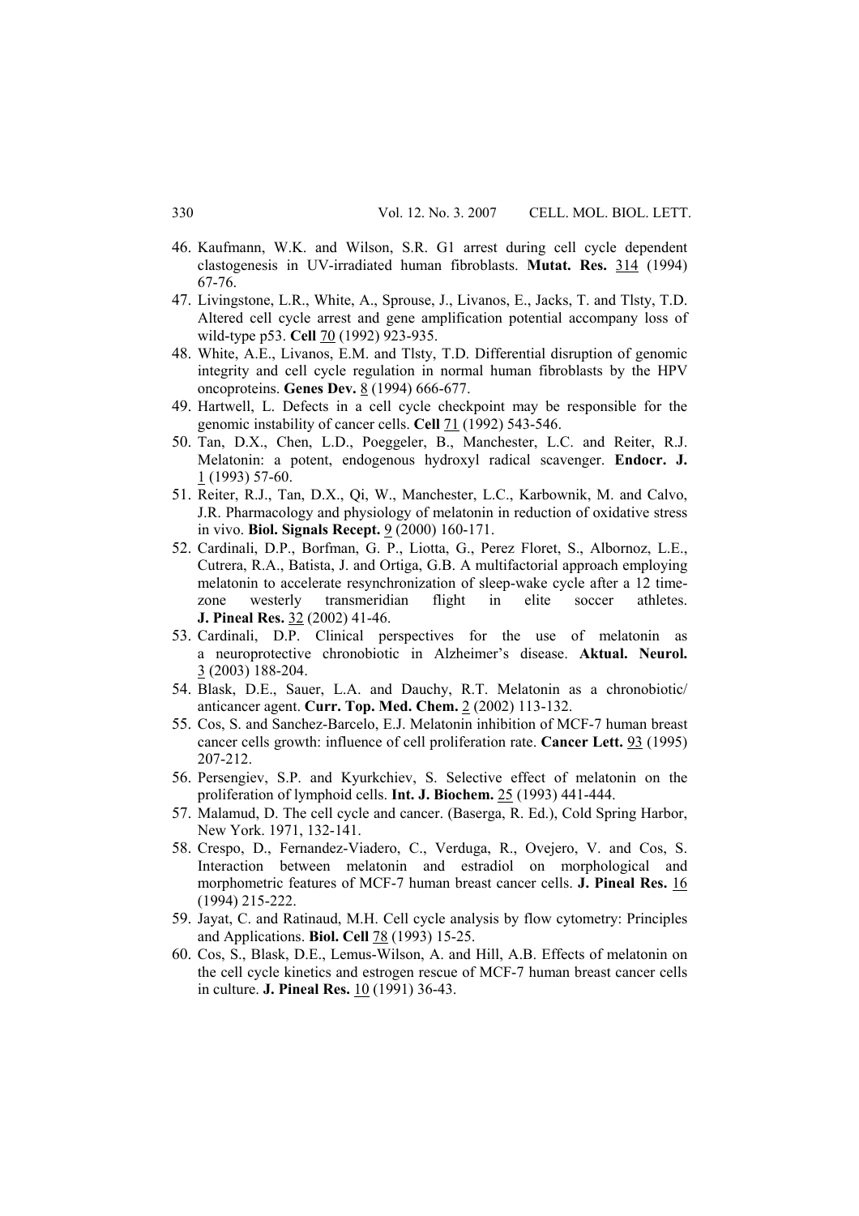46. Kaufmann, W.K. and Wilson, S.R. G1 arrest during cell cycle dependent clastogenesis in UV-irradiated human fibroblasts. **Mutat. Res.** 314 (1994) 67-76.
47. Livingstone, L.R., White, A., Sprouse, J., Livanos, E., Jacks, T. and Tlsty, T.D. Altered cell cycle arrest and gene amplification potential accompany loss of wild-type p53. **Cell** 70 (1992) 923-935.
48. White, A.E., Livanos, E.M. and Tlsty, T.D. Differential disruption of genomic integrity and cell cycle regulation in normal human fibroblasts by the HPV oncoproteins. **Genes Dev.** 8 (1994) 666-677.
49. Hartwell, L. Defects in a cell cycle checkpoint may be responsible for the genomic instability of cancer cells. **Cell** 71 (1992) 543-546.
50. Tan, D.X., Chen, L.D., Poeggeler, B., Manchester, L.C. and Reiter, R.J. Melatonin: a potent, endogenous hydroxyl radical scavenger. **Endocr. J.** 1 (1993) 57-60.
51. Reiter, R.J., Tan, D.X., Qi, W., Manchester, L.C., Karbownik, M. and Calvo, J.R. Pharmacology and physiology of melatonin in reduction of oxidative stress in vivo. **Biol. Signals Recept.** 9 (2000) 160-171.
52. Cardinali, D.P., Borfman, G. P., Liotta, G., Perez Floret, S., Albornoz, L.E., Cutrera, R.A., Batista, J. and Ortiga, G.B. A multifactorial approach employing melatonin to accelerate resynchronization of sleep-wake cycle after a 12 time-zone westerly transmeridian flight in elite soccer athletes. **J. Pineal Res.** 32 (2002) 41-46.
53. Cardinali, D.P. Clinical perspectives for the use of melatonin as a neuroprotective chronobiotic in Alzheimer's disease. **Aktual. Neurol.** 3 (2003) 188-204.
54. Blask, D.E., Sauer, L.A. and Dauchy, R.T. Melatonin as a chronobiotic/ anticancer agent. **Curr. Top. Med. Chem.** 2 (2002) 113-132.
55. Cos, S. and Sanchez-Barcelo, E.J. Melatonin inhibition of MCF-7 human breast cancer cells growth: influence of cell proliferation rate. **Cancer Lett.** 93 (1995) 207-212.
56. Persengiev, S.P. and Kyurkchiev, S. Selective effect of melatonin on the proliferation of lymphoid cells. **Int. J. Biochem.** 25 (1993) 441-444.
57. Malamud, D. The cell cycle and cancer. (Baserga, R. Ed.), Cold Spring Harbor, New York. 1971, 132-141.
58. Crespo, D., Fernandez-Viadero, C., Verduga, R., Ovejero, V. and Cos, S. Interaction between melatonin and estradiol on morphological and morphometric features of MCF-7 human breast cancer cells. **J. Pineal Res.** 16 (1994) 215-222.
59. Jayat, C. and Ratinaud, M.H. Cell cycle analysis by flow cytometry: Principles and Applications. **Biol. Cell** 78 (1993) 15-25.
60. Cos, S., Blask, D.E., Lemus-Wilson, A. and Hill, A.B. Effects of melatonin on the cell cycle kinetics and estrogen rescue of MCF-7 human breast cancer cells in culture. **J. Pineal Res.** 10 (1991) 36-43.